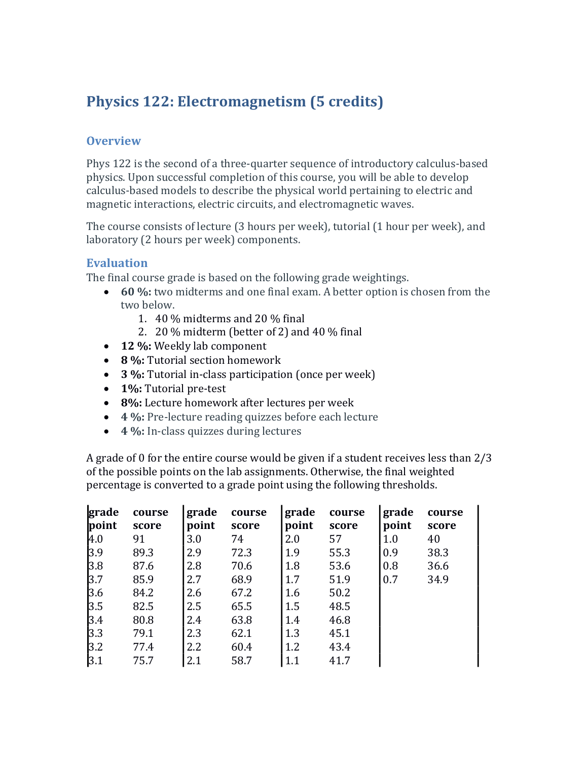# Physics 122: Electromagnetism (5 credits)

## Overview

Phys 122 is the second of a three-quarter sequence of introductory calculus-based physics. Upon successful completion of this course, you will be able to develop calculus-based models to describe the physical world pertaining to electric and magnetic interactions, electric circuits, and electromagnetic waves.

The course consists of lecture (3 hours per week), tutorial (1 hour per week), and laboratory (2 hours per week) components.

## Evaluation

The final course grade is based on the following grade weightings.

- **60 %:** two midterms and one final exam. A better option is chosen from the two below.
  1. 40 % midterms and 20 % final
  2. 20 % midterm (better of 2) and 40 % final
- **12 %:** Weekly lab component
- **8 %:** Tutorial section homework
- **3 %:** Tutorial in-class participation (once per week)
- **1%:** Tutorial pre-test
- **8%:** Lecture homework after lectures per week
- **4 %:** Pre-lecture reading quizzes before each lecture
- **4 %:** In-class quizzes during lectures

A grade of 0 for the entire course would be given if a student receives less than 2/3 of the possible points on the lab assignments. Otherwise, the final weighted percentage is converted to a grade point using the following thresholds.

| grade point | course score | grade point | course score | grade point | course score | grade point | course score |
|---|---|---|---|---|---|---|---|
| 4.0 | 91 | 3.0 | 74 | 2.0 | 57 | 1.0 | 40 |
| 3.9 | 89.3 | 2.9 | 72.3 | 1.9 | 55.3 | 0.9 | 38.3 |
| 3.8 | 87.6 | 2.8 | 70.6 | 1.8 | 53.6 | 0.8 | 36.6 |
| 3.7 | 85.9 | 2.7 | 68.9 | 1.7 | 51.9 | 0.7 | 34.9 |
| 3.6 | 84.2 | 2.6 | 67.2 | 1.6 | 50.2 | | |
| 3.5 | 82.5 | 2.5 | 65.5 | 1.5 | 48.5 | | |
| 3.4 | 80.8 | 2.4 | 63.8 | 1.4 | 46.8 | | |
| 3.3 | 79.1 | 2.3 | 62.1 | 1.3 | 45.1 | | |
| 3.2 | 77.4 | 2.2 | 60.4 | 1.2 | 43.4 | | |
| 3.1 | 75.7 | 2.1 | 58.7 | 1.1 | 41.7 | | |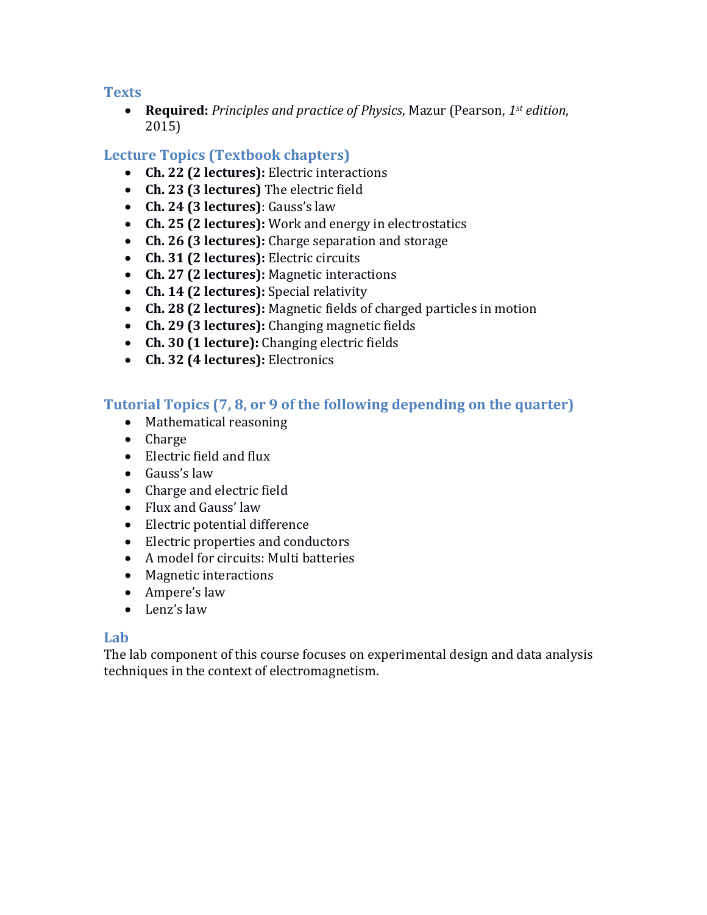## Texts

- **Required:** *Principles and practice of Physics*, Mazur (Pearson, *1st edition*, 2015)

## Lecture Topics (Textbook chapters)

- **Ch. 22 (2 lectures):** Electric interactions
- **Ch. 23 (3 lectures)** The electric field
- **Ch. 24 (3 lectures)**: Gauss's law
- **Ch. 25 (2 lectures):** Work and energy in electrostatics
- **Ch. 26 (3 lectures):** Charge separation and storage
- **Ch. 31 (2 lectures):** Electric circuits
- **Ch. 27 (2 lectures):** Magnetic interactions
- **Ch. 14 (2 lectures):** Special relativity
- **Ch. 28 (2 lectures):** Magnetic fields of charged particles in motion
- **Ch. 29 (3 lectures):** Changing magnetic fields
- **Ch. 30 (1 lecture):** Changing electric fields
- **Ch. 32 (4 lectures):** Electronics

## Tutorial Topics (7, 8, or 9 of the following depending on the quarter)

- Mathematical reasoning
- Charge
- Electric field and flux
- Gauss's law
- Charge and electric field
- Flux and Gauss' law
- Electric potential difference
- Electric properties and conductors
- A model for circuits: Multi batteries
- Magnetic interactions
- Ampere's law
- Lenz's law

## Lab

The lab component of this course focuses on experimental design and data analysis techniques in the context of electromagnetism.